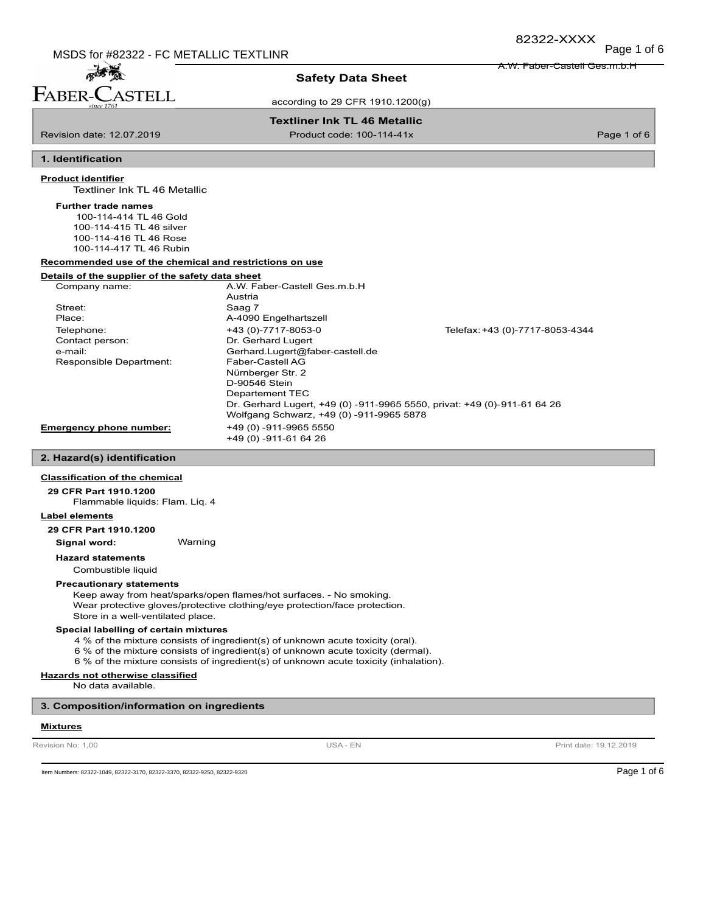# Safety Data Sheet

according to 29 CFR 1910.1200(g)

**Textliner Ink TL 46 Metallic**

Revision date: 12.07.2019 | Product code: 100-114-41x

## 1. Identification

**Product identifier**

Textliner Ink TL 46 Metallic

**Further trade names**

100-114-414 TL 46 Gold
100-114-415 TL 46 silver
100-114-416 TL 46 Rose
100-114-417 TL 46 Rubin

**Recommended use of the chemical and restrictions on use**

**Details of the supplier of the safety data sheet**

| | | |
|---|---|---|
| Company name: | A.W. Faber-Castell Ges.m.b.H<br>Austria | |
| Street: | Saag 7 | |
| Place: | A-4090 Engelhartszell | |
| Telephone: | +43 (0)-7717-8053-0 | Telefax: +43 (0)-7717-8053-4344 |
| Contact person: | Dr. Gerhard Lugert | |
| e-mail: | Gerhard.Lugert@faber-castell.de | |
| Responsible Department: | Faber-Castell AG<br>Nürnberger Str. 2<br>D-90546 Stein<br>Departement TEC<br>Dr. Gerhard Lugert, +49 (0) -911-9965 5550, privat: +49 (0)-911-61 64 26<br>Wolfgang Schwarz, +49 (0) -911-9965 5878 | |

**Emergency phone number:** +49 (0) -911-9965 5550
+49 (0) -911-61 64 26

## 2. Hazard(s) identification

**Classification of the chemical**

**29 CFR Part 1910.1200**

Flammable liquids: Flam. Liq. 4

**Label elements**

**29 CFR Part 1910.1200**

**Signal word:** Warning

**Hazard statements**

Combustible liquid

**Precautionary statements**

Keep away from heat/sparks/open flames/hot surfaces. - No smoking.
Wear protective gloves/protective clothing/eye protection/face protection.
Store in a well-ventilated place.

**Special labelling of certain mixtures**

4 % of the mixture consists of ingredient(s) of unknown acute toxicity (oral).
6 % of the mixture consists of ingredient(s) of unknown acute toxicity (dermal).
6 % of the mixture consists of ingredient(s) of unknown acute toxicity (inhalation).

**Hazards not otherwise classified**

No data available.

## 3. Composition/information on ingredients

**Mixtures**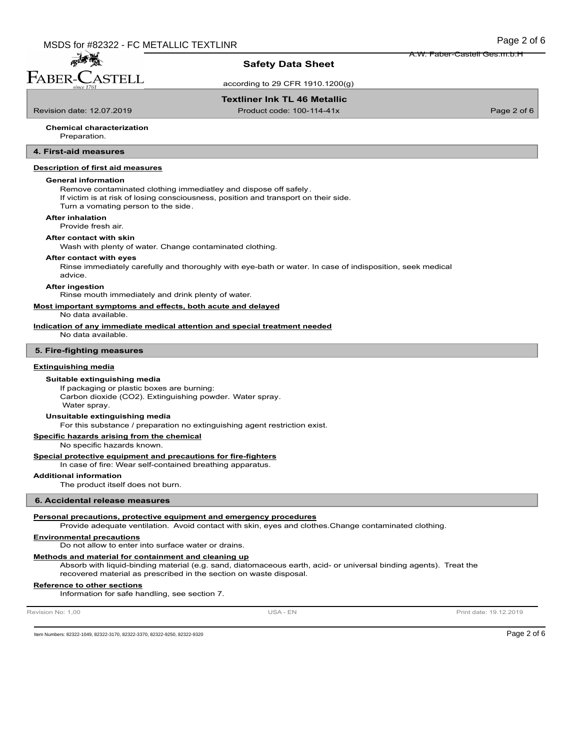**Chemical characterization**

Preparation.

## 4. First-aid measures

### Description of first aid measures

**General information**

Remove contaminated clothing immediatley and dispose off safely.
If victim is at risk of losing consciousness, position and transport on their side.
Turn a vomating person to the side.

**After inhalation**

Provide fresh air.

**After contact with skin**

Wash with plenty of water. Change contaminated clothing.

**After contact with eyes**

Rinse immediately carefully and thoroughly with eye-bath or water. In case of indisposition, seek medical advice.

**After ingestion**

Rinse mouth immediately and drink plenty of water.

### Most important symptoms and effects, both acute and delayed

No data available.

### Indication of any immediate medical attention and special treatment needed

No data available.

## 5. Fire-fighting measures

### Extinguishing media

**Suitable extinguishing media**

If packaging or plastic boxes are burning:
Carbon dioxide ($CO_2$). Extinguishing powder. Water spray.
Water spray.

**Unsuitable extinguishing media**

For this substance / preparation no extinguishing agent restriction exist.

### Specific hazards arising from the chemical

No specific hazards known.

### Special protective equipment and precautions for fire-fighters

In case of fire: Wear self-contained breathing apparatus.

**Additional information**

The product itself does not burn.

## 6. Accidental release measures

### Personal precautions, protective equipment and emergency procedures

Provide adequate ventilation. Avoid contact with skin, eyes and clothes.Change contaminated clothing.

### Environmental precautions

Do not allow to enter into surface water or drains.

### Methods and material for containment and cleaning up

Absorb with liquid-binding material (e.g. sand, diatomaceous earth, acid- or universal binding agents). Treat the recovered material as prescribed in the section on waste disposal.

### Reference to other sections

Information for safe handling, see section 7.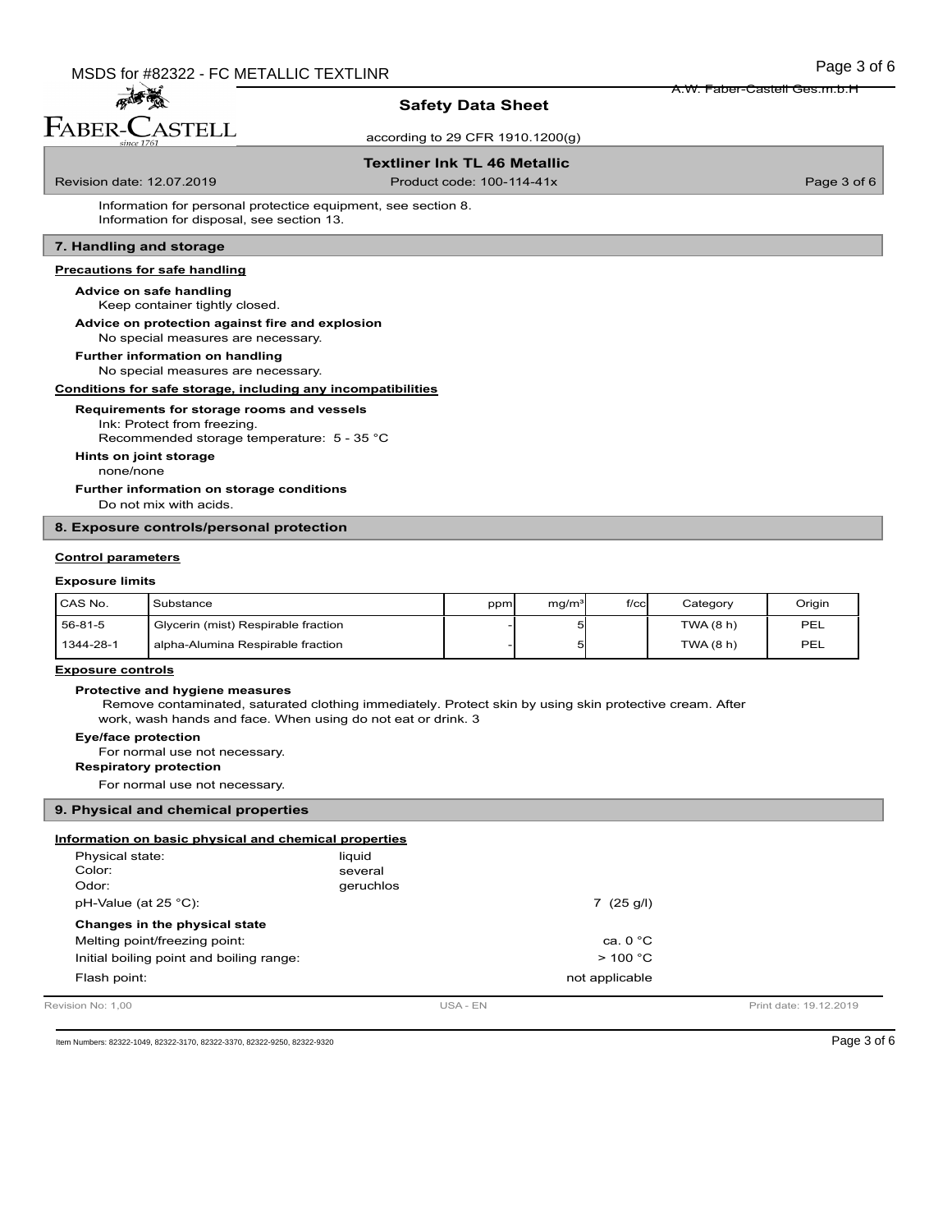Information for personal protectice equipment, see section 8.
Information for disposal, see section 13.

## 7. Handling and storage

### Precautions for safe handling

**Advice on safe handling**

Keep container tightly closed.

**Advice on protection against fire and explosion**

No special measures are necessary.

**Further information on handling**

No special measures are necessary.

### Conditions for safe storage, including any incompatibilities

**Requirements for storage rooms and vessels**

Ink: Protect from freezing.
Recommended storage temperature: 5 - 35 °C

**Hints on joint storage**

none/none

**Further information on storage conditions**

Do not mix with acids.

## 8. Exposure controls/personal protection

### Control parameters

**Exposure limits**

| CAS No. | Substance | ppm | mg/m³ | f/cc | Category | Origin |
|---|---|---|---|---|---|---|
| 56-81-5 | Glycerin (mist) Respirable fraction | - | 5 | | TWA (8 h) | PEL |
| 1344-28-1 | alpha-Alumina Respirable fraction | - | 5 | | TWA (8 h) | PEL |

### Exposure controls

**Protective and hygiene measures**

Remove contaminated, saturated clothing immediately. Protect skin by using skin protective cream. After work, wash hands and face. When using do not eat or drink. 3

**Eye/face protection**

For normal use not necessary.

**Respiratory protection**

For normal use not necessary.

## 9. Physical and chemical properties

### Information on basic physical and chemical properties

Physical state: liquid
Color: several
Odor: geruchlos

pH-Value (at 25 °C): 7 (25 g/l)

**Changes in the physical state**

Melting point/freezing point: ca. 0 °C

Initial boiling point and boiling range: > 100 °C

Flash point: not applicable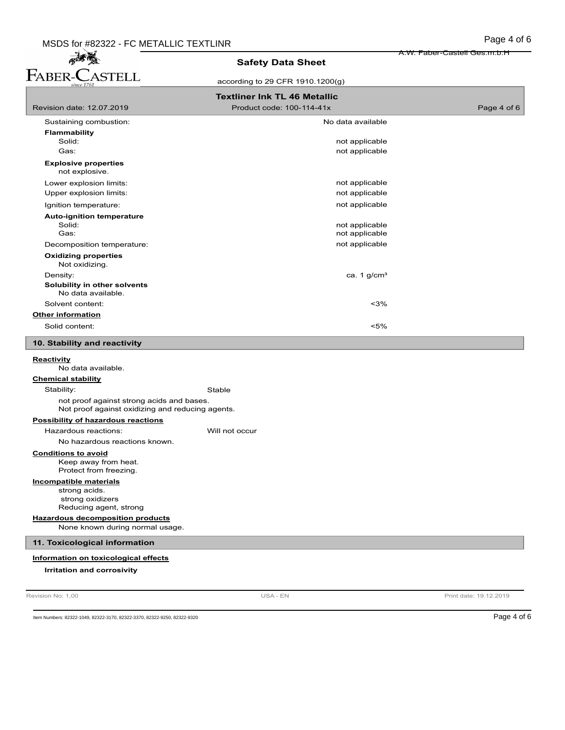| | |
|---|---|
| Sustaining combustion: | No data available |
| **Flammability** | |
| Solid: | not applicable |
| Gas: | not applicable |

**Explosive properties**
not explosive.

| | |
|---|---|
| Lower explosion limits: | not applicable |
| Upper explosion limits: | not applicable |
| Ignition temperature: | not applicable |
| **Auto-ignition temperature** | |
| Solid: | not applicable |
| Gas: | not applicable |
| Decomposition temperature: | not applicable |

**Oxidizing properties**
Not oxidizing.

| | |
|---|---|
| Density: | ca. 1 g/cm³ |

**Solubility in other solvents**
No data available.

| | |
|---|---|
| Solvent content: | <3% |

**Other information**

| | |
|---|---|
| Solid content: | <5% |

## 10. Stability and reactivity

**Reactivity**

No data available.

**Chemical stability**

Stability: Stable

not proof against strong acids and bases.
Not proof against oxidizing and reducing agents.

**Possibility of hazardous reactions**

Hazardous reactions: Will not occur

No hazardous reactions known.

**Conditions to avoid**

Keep away from heat.
Protect from freezing.

**Incompatible materials**

strong acids.
strong oxidizers
Reducing agent, strong

**Hazardous decomposition products**

None known during normal usage.

## 11. Toxicological information

**Information on toxicological effects**

**Irritation and corrosivity**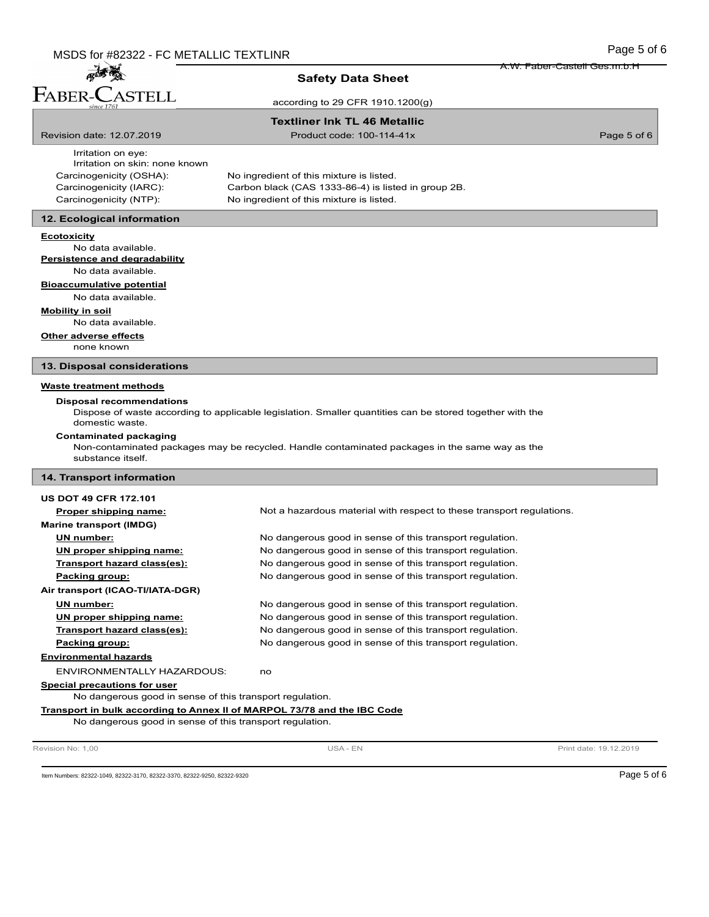Irritation on eye:
Irritation on skin: none known

Carcinogenicity (OSHA): No ingredient of this mixture is listed.
Carcinogenicity (IARC): Carbon black (CAS 1333-86-4) is listed in group 2B.
Carcinogenicity (NTP): No ingredient of this mixture is listed.

## 12. Ecological information

**Ecotoxicity**

No data available.

**Persistence and degradability**

No data available.

**Bioaccumulative potential**

No data available.

**Mobility in soil**

No data available.

**Other adverse effects**

none known

## 13. Disposal considerations

**Waste treatment methods**

**Disposal recommendations**

Dispose of waste according to applicable legislation. Smaller quantities can be stored together with the domestic waste.

**Contaminated packaging**

Non-contaminated packages may be recycled. Handle contaminated packages in the same way as the substance itself.

## 14. Transport information

**US DOT 49 CFR 172.101**

**Proper shipping name:** Not a hazardous material with respect to these transport regulations.

**Marine transport (IMDG)**

**UN number:** No dangerous good in sense of this transport regulation.
**UN proper shipping name:** No dangerous good in sense of this transport regulation.
**Transport hazard class(es):** No dangerous good in sense of this transport regulation.
**Packing group:** No dangerous good in sense of this transport regulation.

**Air transport (ICAO-TI/IATA-DGR)**

**UN number:** No dangerous good in sense of this transport regulation.
**UN proper shipping name:** No dangerous good in sense of this transport regulation.
**Transport hazard class(es):** No dangerous good in sense of this transport regulation.
**Packing group:** No dangerous good in sense of this transport regulation.

**Environmental hazards**

ENVIRONMENTALLY HAZARDOUS: no

**Special precautions for user**

No dangerous good in sense of this transport regulation.

**Transport in bulk according to Annex II of MARPOL 73/78 and the IBC Code**

No dangerous good in sense of this transport regulation.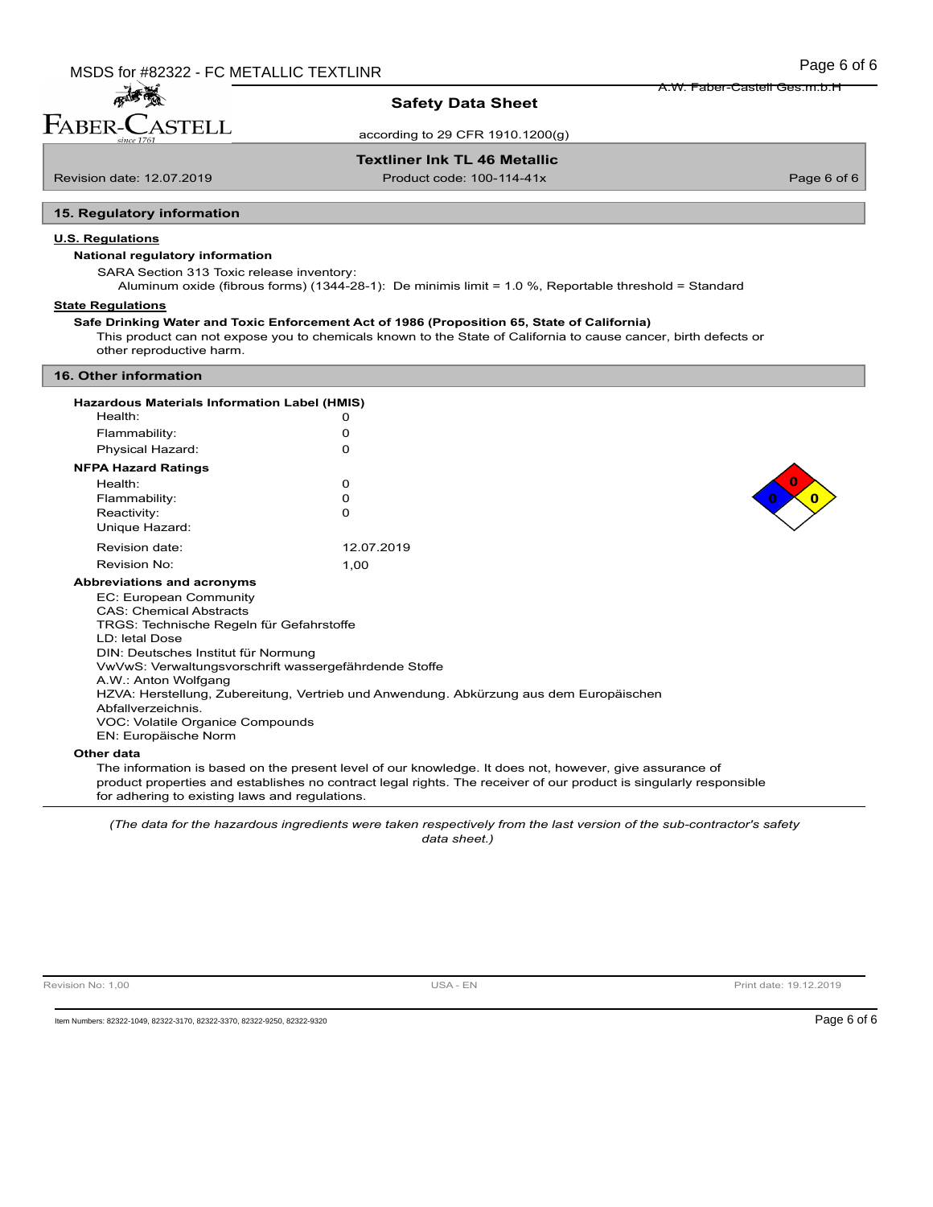# Safety Data Sheet

according to 29 CFR 1910.1200(g)

**Textliner Ink TL 46 Metallic**

Revision date: 12.07.2019 | Product code: 100-114-41x

## 15. Regulatory information

### U.S. Regulations

**National regulatory information**

SARA Section 313 Toxic release inventory:

Aluminum oxide (fibrous forms) (1344-28-1): De minimis limit = 1.0 %, Reportable threshold = Standard

### State Regulations

**Safe Drinking Water and Toxic Enforcement Act of 1986 (Proposition 65, State of California)**

This product can not expose you to chemicals known to the State of California to cause cancer, birth defects or other reproductive harm.

## 16. Other information

**Hazardous Materials Information Label (HMIS)**

| | |
|---|---|
| Health: | 0 |
| Flammability: | 0 |
| Physical Hazard: | 0 |

**NFPA Hazard Ratings**

| | |
|---|---|
| Health: | 0 |
| Flammability: | 0 |
| Reactivity: | 0 |
| Unique Hazard: | |

0
0 0

| | |
|---|---|
| Revision date: | 12.07.2019 |
| Revision No: | 1,00 |

**Abbreviations and acronyms**

EC: European Community
CAS: Chemical Abstracts
TRGS: Technische Regeln für Gefahrstoffe
LD: letal Dose
DIN: Deutsches Institut für Normung
VwVwS: Verwaltungsvorschrift wassergefährdende Stoffe
A.W.: Anton Wolfgang
HZVA: Herstellung, Zubereitung, Vertrieb und Anwendung. Abkürzung aus dem Europäischen Abfallverzeichnis.
VOC: Volatile Organice Compounds
EN: Europäische Norm

**Other data**

The information is based on the present level of our knowledge. It does not, however, give assurance of product properties and establishes no contract legal rights. The receiver of our product is singularly responsible for adhering to existing laws and regulations.

*(The data for the hazardous ingredients were taken respectively from the last version of the sub-contractor's safety data sheet.)*